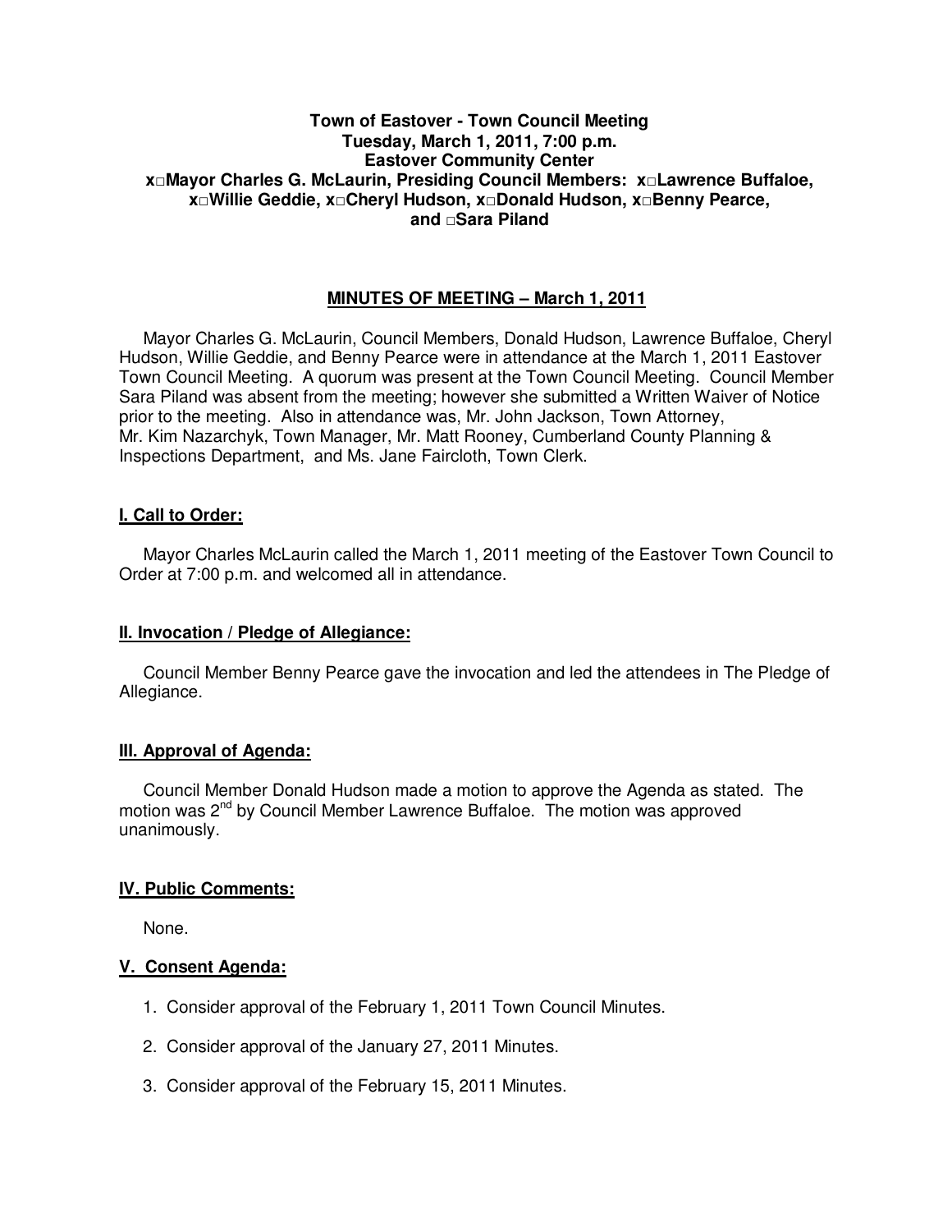**Town of Eastover - Town Council Meeting**
**Tuesday, March 1, 2011, 7:00 p.m.**
**Eastover Community Center**
**x□Mayor Charles G. McLaurin, Presiding Council Members: x□Lawrence Buffaloe, x□Willie Geddie, x□Cheryl Hudson, x□Donald Hudson, x□Benny Pearce, and □Sara Piland**

**MINUTES OF MEETING – March 1, 2011**

Mayor Charles G. McLaurin, Council Members, Donald Hudson, Lawrence Buffaloe, Cheryl Hudson, Willie Geddie, and Benny Pearce were in attendance at the March 1, 2011 Eastover Town Council Meeting. A quorum was present at the Town Council Meeting. Council Member Sara Piland was absent from the meeting; however she submitted a Written Waiver of Notice prior to the meeting. Also in attendance was, Mr. John Jackson, Town Attorney, Mr. Kim Nazarchyk, Town Manager, Mr. Matt Rooney, Cumberland County Planning & Inspections Department, and Ms. Jane Faircloth, Town Clerk.

**I. Call to Order:**

Mayor Charles McLaurin called the March 1, 2011 meeting of the Eastover Town Council to Order at 7:00 p.m. and welcomed all in attendance.

**II. Invocation / Pledge of Allegiance:**

Council Member Benny Pearce gave the invocation and led the attendees in The Pledge of Allegiance.

**III. Approval of Agenda:**

Council Member Donald Hudson made a motion to approve the Agenda as stated. The motion was 2nd by Council Member Lawrence Buffaloe. The motion was approved unanimously.

**IV. Public Comments:**

None.

**V. Consent Agenda:**

1. Consider approval of the February 1, 2011 Town Council Minutes.
2. Consider approval of the January 27, 2011 Minutes.
3. Consider approval of the February 15, 2011 Minutes.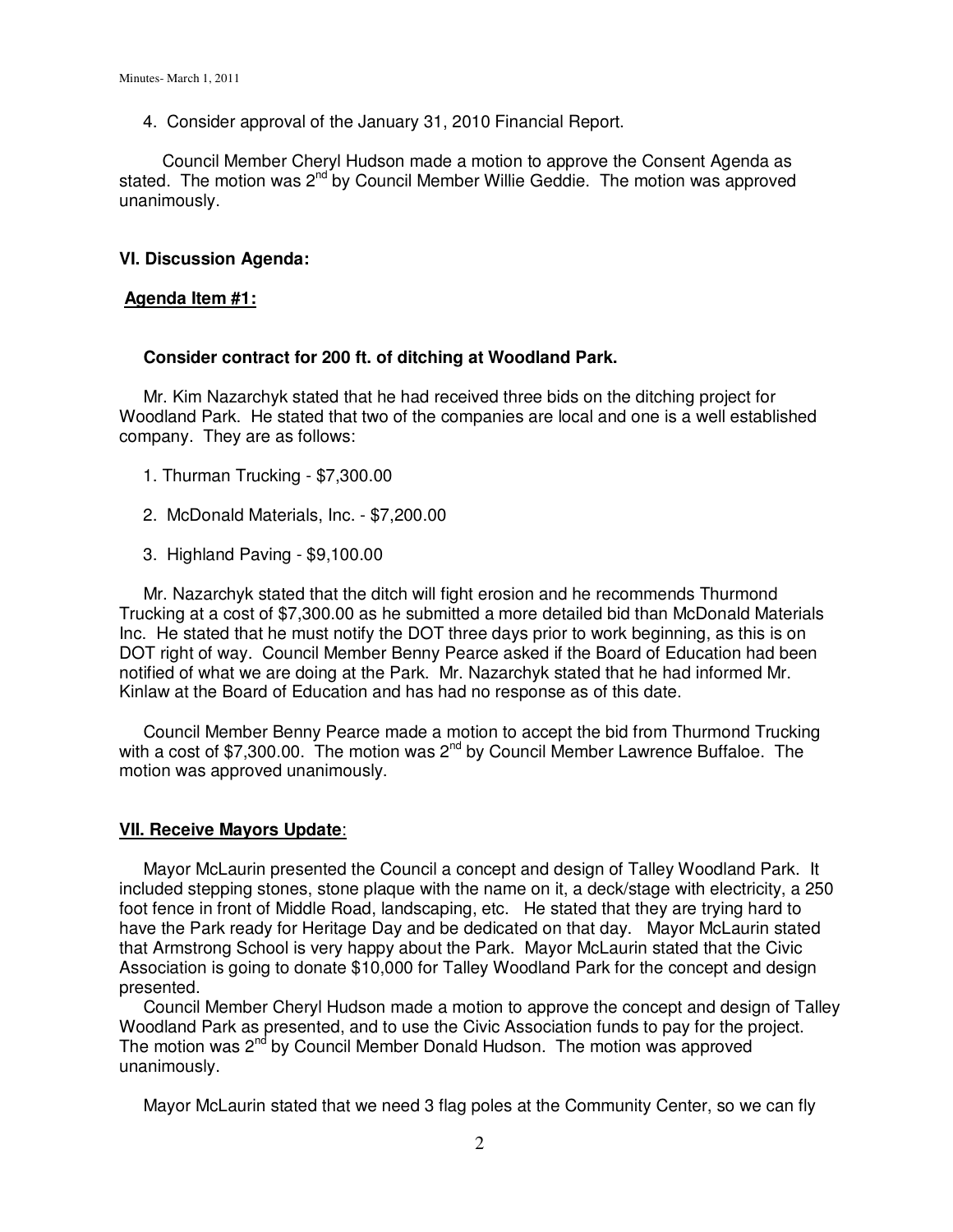4. Consider approval of the January 31, 2010 Financial Report.

Council Member Cheryl Hudson made a motion to approve the Consent Agenda as stated. The motion was 2nd by Council Member Willie Geddie. The motion was approved unanimously.

**VI. Discussion Agenda:**

**Agenda Item #1:**

**Consider contract for 200 ft. of ditching at Woodland Park.**

Mr. Kim Nazarchyk stated that he had received three bids on the ditching project for Woodland Park. He stated that two of the companies are local and one is a well established company. They are as follows:

1. Thurman Trucking - $7,300.00
2. McDonald Materials, Inc. - $7,200.00
3. Highland Paving - $9,100.00

Mr. Nazarchyk stated that the ditch will fight erosion and he recommends Thurmond Trucking at a cost of $7,300.00 as he submitted a more detailed bid than McDonald Materials Inc. He stated that he must notify the DOT three days prior to work beginning, as this is on DOT right of way. Council Member Benny Pearce asked if the Board of Education had been notified of what we are doing at the Park. Mr. Nazarchyk stated that he had informed Mr. Kinlaw at the Board of Education and has had no response as of this date.

Council Member Benny Pearce made a motion to accept the bid from Thurmond Trucking with a cost of $7,300.00. The motion was 2nd by Council Member Lawrence Buffaloe. The motion was approved unanimously.

**VII. Receive Mayors Update**:

Mayor McLaurin presented the Council a concept and design of Talley Woodland Park. It included stepping stones, stone plaque with the name on it, a deck/stage with electricity, a 250 foot fence in front of Middle Road, landscaping, etc. He stated that they are trying hard to have the Park ready for Heritage Day and be dedicated on that day. Mayor McLaurin stated that Armstrong School is very happy about the Park. Mayor McLaurin stated that the Civic Association is going to donate $10,000 for Talley Woodland Park for the concept and design presented.

Council Member Cheryl Hudson made a motion to approve the concept and design of Talley Woodland Park as presented, and to use the Civic Association funds to pay for the project. The motion was 2nd by Council Member Donald Hudson. The motion was approved unanimously.

Mayor McLaurin stated that we need 3 flag poles at the Community Center, so we can fly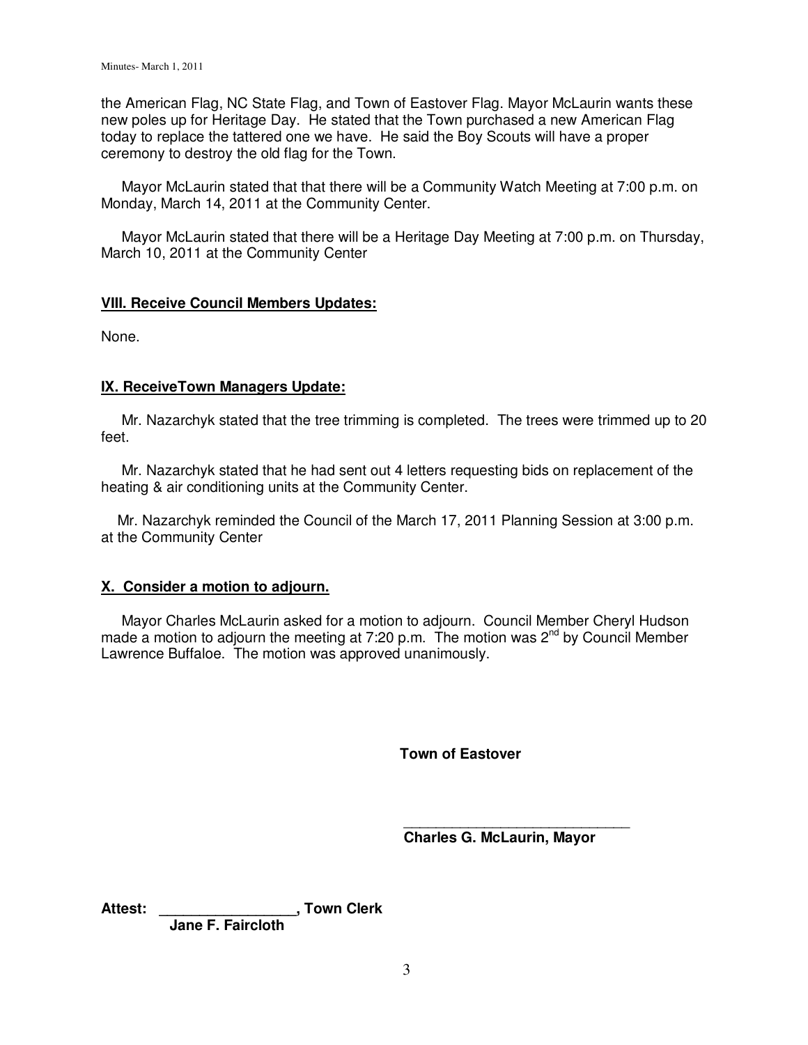the American Flag, NC State Flag, and Town of Eastover Flag. Mayor McLaurin wants these new poles up for Heritage Day. He stated that the Town purchased a new American Flag today to replace the tattered one we have. He said the Boy Scouts will have a proper ceremony to destroy the old flag for the Town.

Mayor McLaurin stated that that there will be a Community Watch Meeting at 7:00 p.m. on Monday, March 14, 2011 at the Community Center.

Mayor McLaurin stated that there will be a Heritage Day Meeting at 7:00 p.m. on Thursday, March 10, 2011 at the Community Center

**VIII. Receive Council Members Updates:**

None.

**IX. ReceiveTown Managers Update:**

Mr. Nazarchyk stated that the tree trimming is completed. The trees were trimmed up to 20 feet.

Mr. Nazarchyk stated that he had sent out 4 letters requesting bids on replacement of the heating & air conditioning units at the Community Center.

Mr. Nazarchyk reminded the Council of the March 17, 2011 Planning Session at 3:00 p.m. at the Community Center

**X. Consider a motion to adjourn.**

Mayor Charles McLaurin asked for a motion to adjourn. Council Member Cheryl Hudson made a motion to adjourn the meeting at 7:20 p.m. The motion was 2nd by Council Member Lawrence Buffaloe. The motion was approved unanimously.

**Town of Eastover**

\_\_\_\_\_\_\_\_\_\_\_\_\_\_\_\_\_\_\_\_\_\_\_\_\_\_\_\_\_\_

**Charles G. McLaurin, Mayor**

**Attest: \_\_\_\_\_\_\_\_\_\_\_\_\_\_\_\_\_, Town Clerk**
**Jane F. Faircloth**